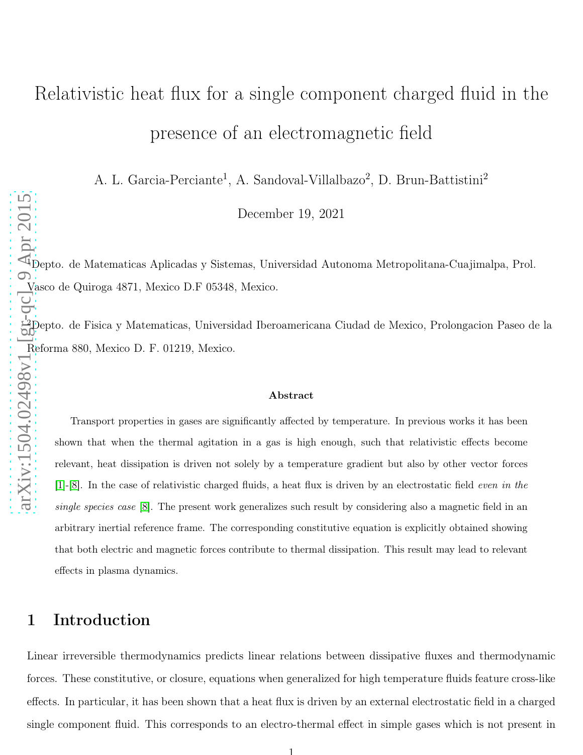# Relativistic heat flux for a single component charged fluid in the presence of an electromagnetic field

A. L. Garcia-Perciante[1], A. Sandoval-Villalbazo[2], D. Brun-Battistini[2]

December 19, 2021

[1]Depto. de Matematicas Aplicadas y Sistemas, Universidad Autonoma Metropolitana-Cuajimalpa, Prol. Vasco de Quiroga 4871, Mexico D.F 05348, Mexico.

[2]Depto. de Fisica y Matematicas, Universidad Iberoamericana Ciudad de Mexico, Prolongacion Paseo de la Reforma 880, Mexico D. F. 01219, Mexico.

### Abstract

Transport properties in gases are significantly affected by temperature. In previous works it has been shown that when the thermal agitation in a gas is high enough, such that relativistic effects become relevant, heat dissipation is driven not solely by a temperature gradient but also by other vector forces [1]-[8]. In the case of relativistic charged fluids, a heat flux is driven by an electrostatic field *even in the single species case* [8]. The present work generalizes such result by considering also a magnetic field in an arbitrary inertial reference frame. The corresponding constitutive equation is explicitly obtained showing that both electric and magnetic forces contribute to thermal dissipation. This result may lead to relevant effects in plasma dynamics.

## 1 Introduction

Linear irreversible thermodynamics predicts linear relations between dissipative fluxes and thermodynamic forces. These constitutive, or closure, equations when generalized for high temperature fluids feature cross-like effects. In particular, it has been shown that a heat flux is driven by an external electrostatic field in a charged single component fluid. This corresponds to an electro-thermal effect in simple gases which is not present in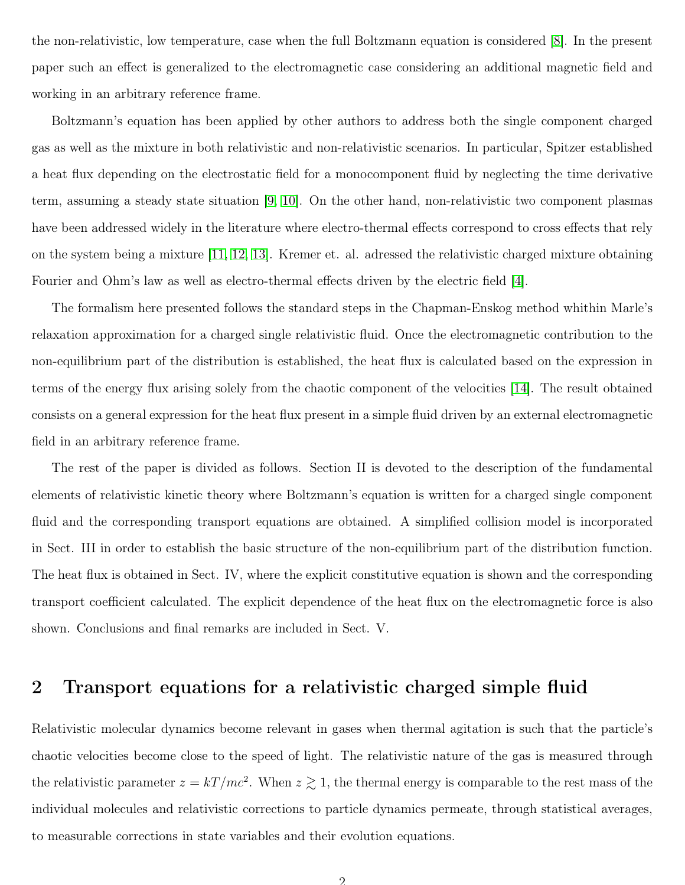the non-relativistic, low temperature, case when the full Boltzmann equation is considered [8]. In the present paper such an effect is generalized to the electromagnetic case considering an additional magnetic field and working in an arbitrary reference frame.

Boltzmann's equation has been applied by other authors to address both the single component charged gas as well as the mixture in both relativistic and non-relativistic scenarios. In particular, Spitzer established a heat flux depending on the electrostatic field for a monocomponent fluid by neglecting the time derivative term, assuming a steady state situation [9, 10]. On the other hand, non-relativistic two component plasmas have been addressed widely in the literature where electro-thermal effects correspond to cross effects that rely on the system being a mixture [11, 12, 13]. Kremer et. al. adressed the relativistic charged mixture obtaining Fourier and Ohm's law as well as electro-thermal effects driven by the electric field [4].

The formalism here presented follows the standard steps in the Chapman-Enskog method whithin Marle's relaxation approximation for a charged single relativistic fluid. Once the electromagnetic contribution to the non-equilibrium part of the distribution is established, the heat flux is calculated based on the expression in terms of the energy flux arising solely from the chaotic component of the velocities [14]. The result obtained consists on a general expression for the heat flux present in a simple fluid driven by an external electromagnetic field in an arbitrary reference frame.

The rest of the paper is divided as follows. Section II is devoted to the description of the fundamental elements of relativistic kinetic theory where Boltzmann's equation is written for a charged single component fluid and the corresponding transport equations are obtained. A simplified collision model is incorporated in Sect. III in order to establish the basic structure of the non-equilibrium part of the distribution function. The heat flux is obtained in Sect. IV, where the explicit constitutive equation is shown and the corresponding transport coefficient calculated. The explicit dependence of the heat flux on the electromagnetic force is also shown. Conclusions and final remarks are included in Sect. V.

## 2 Transport equations for a relativistic charged simple fluid

Relativistic molecular dynamics become relevant in gases when thermal agitation is such that the particle's chaotic velocities become close to the speed of light. The relativistic nature of the gas is measured through the relativistic parameter $z = kT/mc^2$. When $z \gtrsim 1$, the thermal energy is comparable to the rest mass of the individual molecules and relativistic corrections to particle dynamics permeate, through statistical averages, to measurable corrections in state variables and their evolution equations.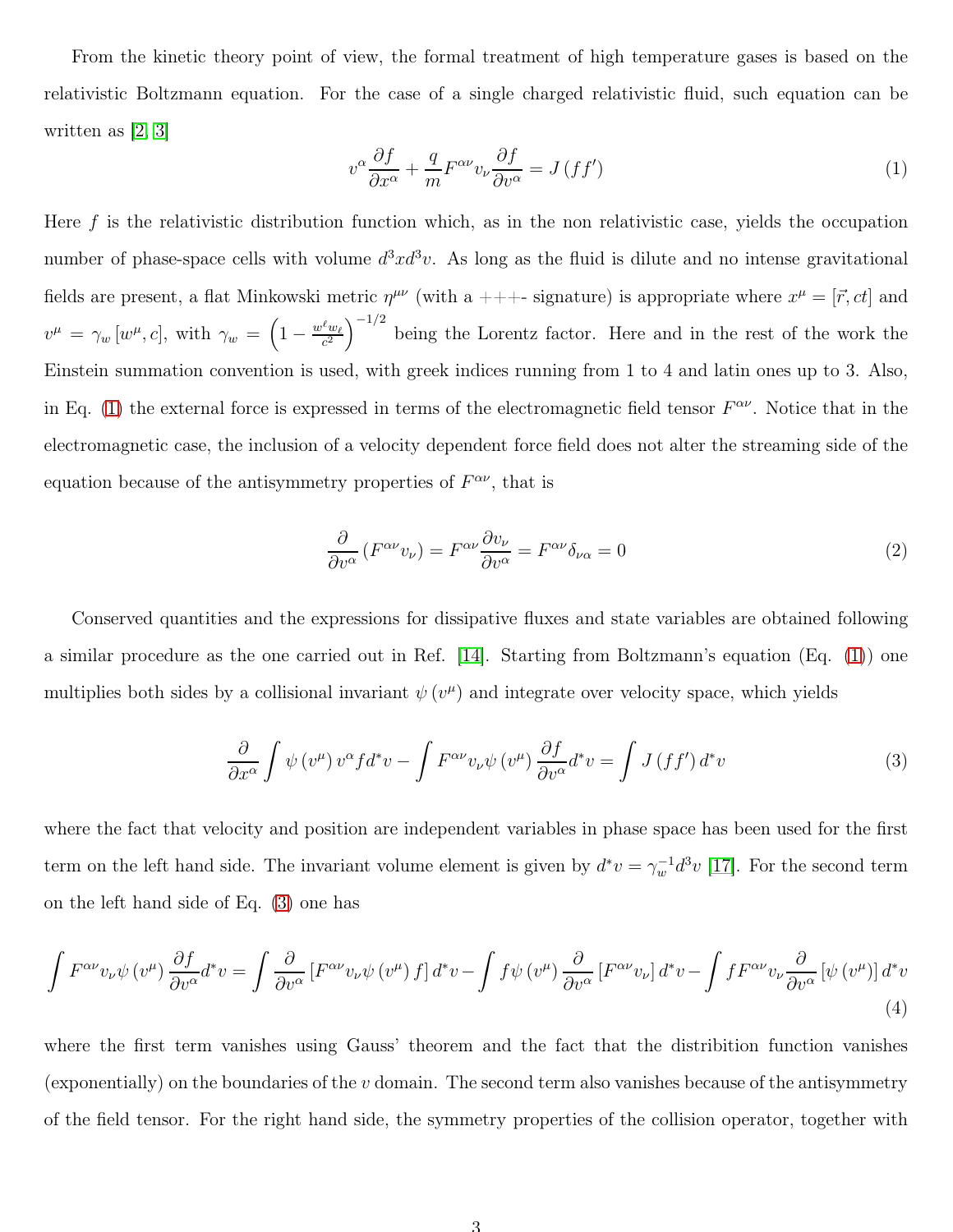From the kinetic theory point of view, the formal treatment of high temperature gases is based on the relativistic Boltzmann equation. For the case of a single charged relativistic fluid, such equation can be written as [2, 3]

$$v^{\alpha}\frac{\partial f}{\partial x^{\alpha}}+\frac{q}{m}F^{\alpha\nu}v_{\nu}\frac{\partial f}{\partial v^{\alpha}}=J\left(ff'\right) \tag{1}$$

Here $f$ is the relativistic distribution function which, as in the non relativistic case, yields the occupation number of phase-space cells with volume $d^3xd^3v$. As long as the fluid is dilute and no intense gravitational fields are present, a flat Minkowski metric $\eta^{\mu\nu}$ (with a +++- signature) is appropriate where $x^{\mu}=[\vec{r},ct]$ and $v^{\mu}=\gamma_w\left[w^{\mu},c\right]$, with $\gamma_w=\left(1-\frac{w^{\ell}w_{\ell}}{c^2}\right)^{-1/2}$ being the Lorentz factor. Here and in the rest of the work the Einstein summation convention is used, with greek indices running from 1 to 4 and latin ones up to 3. Also, in Eq. (1) the external force is expressed in terms of the electromagnetic field tensor $F^{\alpha\nu}$. Notice that in the electromagnetic case, the inclusion of a velocity dependent force field does not alter the streaming side of the equation because of the antisymmetry properties of $F^{\alpha\nu}$, that is

$$\frac{\partial}{\partial v^{\alpha}}\left(F^{\alpha\nu}v_{\nu}\right)=F^{\alpha\nu}\frac{\partial v_{\nu}}{\partial v^{\alpha}}=F^{\alpha\nu}\delta_{\nu\alpha}=0 \tag{2}$$

Conserved quantities and the expressions for dissipative fluxes and state variables are obtained following a similar procedure as the one carried out in Ref. [14]. Starting from Boltzmann's equation (Eq. (1)) one multiplies both sides by a collisional invariant $\psi\left(v^{\mu}\right)$ and integrate over velocity space, which yields

$$\frac{\partial}{\partial x^{\alpha}}\int\psi\left(v^{\mu}\right)v^{\alpha}fd^{*}v-\int F^{\alpha\nu}v_{\nu}\psi\left(v^{\mu}\right)\frac{\partial f}{\partial v^{\alpha}}d^{*}v=\int J\left(ff'\right)d^{*}v \tag{3}$$

where the fact that velocity and position are independent variables in phase space has been used for the first term on the left hand side. The invariant volume element is given by $d^{*}v=\gamma_w^{-1}d^3v$ [17]. For the second term on the left hand side of Eq. (3) one has

$$\int F^{\alpha\nu}v_{\nu}\psi\left(v^{\mu}\right)\frac{\partial f}{\partial v^{\alpha}}d^{*}v=\int\frac{\partial}{\partial v^{\alpha}}\left[F^{\alpha\nu}v_{\nu}\psi\left(v^{\mu}\right)f\right]d^{*}v-\int f\psi\left(v^{\mu}\right)\frac{\partial}{\partial v^{\alpha}}\left[F^{\alpha\nu}v_{\nu}\right]d^{*}v-\int fF^{\alpha\nu}v_{\nu}\frac{\partial}{\partial v^{\alpha}}\left[\psi\left(v^{\mu}\right)\right]d^{*}v \tag{4}$$

where the first term vanishes using Gauss' theorem and the fact that the distribution function vanishes (exponentially) on the boundaries of the $v$ domain. The second term also vanishes because of the antisymmetry of the field tensor. For the right hand side, the symmetry properties of the collision operator, together with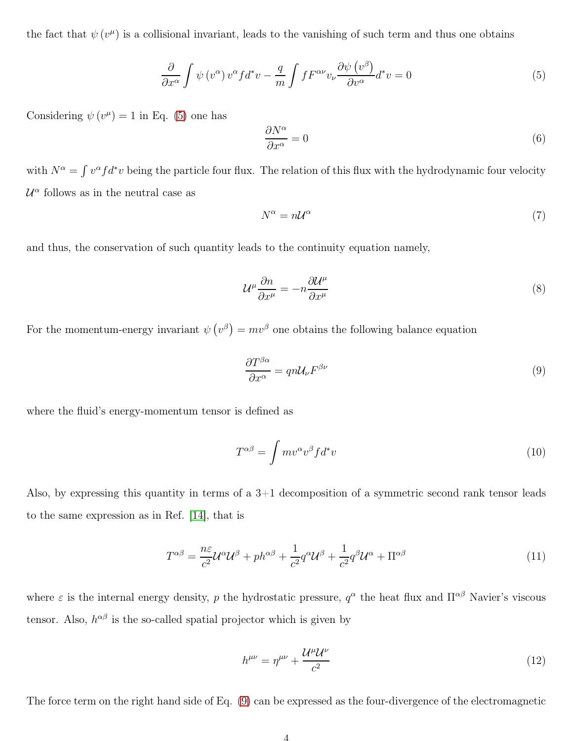the fact that $\psi(v^\mu)$ is a collisional invariant, leads to the vanishing of such term and thus one obtains

$$\frac{\partial}{\partial x^\alpha}\int \psi(v^\alpha)\, v^\alpha f d^*v - \frac{q}{m}\int f F^{\alpha\nu} v_\nu \frac{\partial \psi(v^\beta)}{\partial v^\alpha} d^*v = 0 \tag{5}$$

Considering $\psi(v^\mu) = 1$ in Eq. (5) one has

$$\frac{\partial N^\alpha}{\partial x^\alpha} = 0 \tag{6}$$

with $N^\alpha = \int v^\alpha f d^*v$ being the particle four flux. The relation of this flux with the hydrodynamic four velocity $\mathcal{U}^\alpha$ follows as in the neutral case as

$$N^\alpha = n\mathcal{U}^\alpha \tag{7}$$

and thus, the conservation of such quantity leads to the continuity equation namely,

$$\mathcal{U}^\mu \frac{\partial n}{\partial x^\mu} = -n\frac{\partial \mathcal{U}^\mu}{\partial x^\mu} \tag{8}$$

For the momentum-energy invariant $\psi(v^\beta) = mv^\beta$ one obtains the following balance equation

$$\frac{\partial T^{\beta\alpha}}{\partial x^\alpha} = qn\mathcal{U}_\nu F^{\beta\nu} \tag{9}$$

where the fluid's energy-momentum tensor is defined as

$$T^{\alpha\beta} = \int m v^\alpha v^\beta f d^*v \tag{10}$$

Also, by expressing this quantity in terms of a 3+1 decomposition of a symmetric second rank tensor leads to the same expression as in Ref. [14], that is

$$T^{\alpha\beta} = \frac{n\varepsilon}{c^2}\mathcal{U}^\alpha\mathcal{U}^\beta + ph^{\alpha\beta} + \frac{1}{c^2}q^\alpha\mathcal{U}^\beta + \frac{1}{c^2}q^\beta\mathcal{U}^\alpha + \Pi^{\alpha\beta} \tag{11}$$

where $\varepsilon$ is the internal energy density, $p$ the hydrostatic pressure, $q^\alpha$ the heat flux and $\Pi^{\alpha\beta}$ Navier's viscous tensor. Also, $h^{\alpha\beta}$ is the so-called spatial projector which is given by

$$h^{\mu\nu} = \eta^{\mu\nu} + \frac{\mathcal{U}^\mu\mathcal{U}^\nu}{c^2} \tag{12}$$

The force term on the right hand side of Eq. (9) can be expressed as the four-divergence of the electromagnetic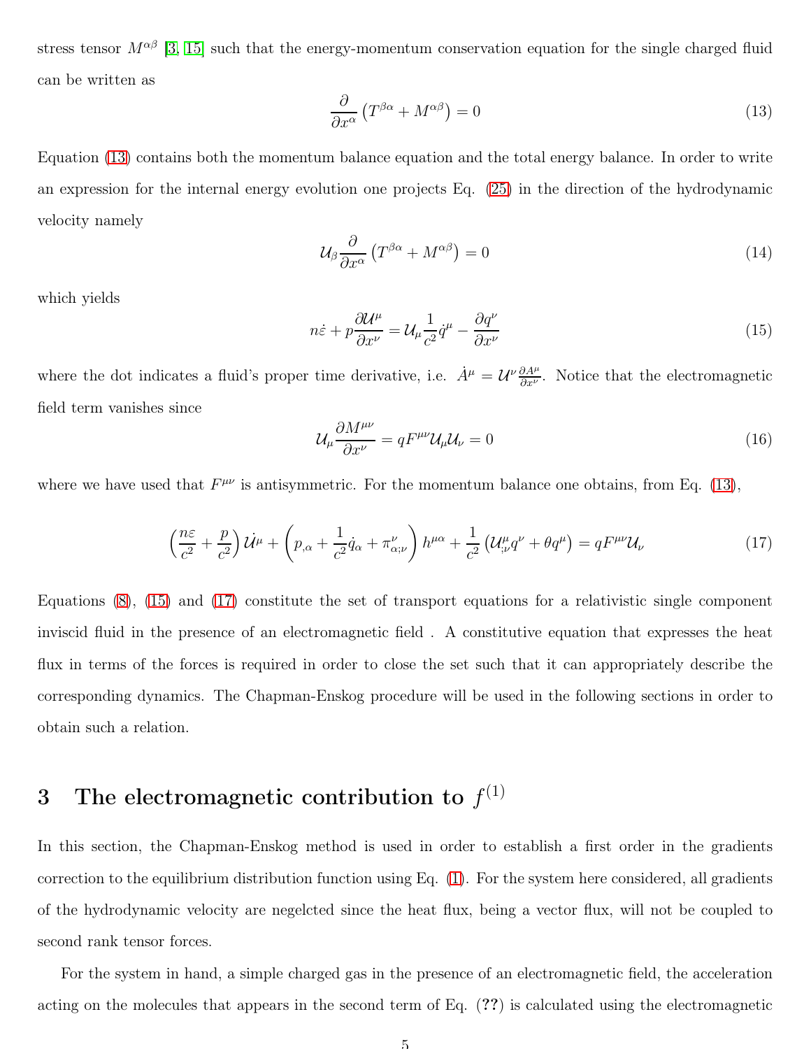stress tensor $M^{\alpha\beta}$ [3, 15] such that the energy-momentum conservation equation for the single charged fluid can be written as

$$\frac{\partial}{\partial x^{\alpha}}\left(T^{\beta\alpha}+M^{\alpha\beta}\right)=0 \tag{13}$$

Equation (13) contains both the momentum balance equation and the total energy balance. In order to write an expression for the internal energy evolution one projects Eq. (25) in the direction of the hydrodynamic velocity namely

$$\mathcal{U}_{\beta}\frac{\partial}{\partial x^{\alpha}}\left(T^{\beta\alpha}+M^{\alpha\beta}\right)=0 \tag{14}$$

which yields

$$n\dot{\varepsilon}+p\frac{\partial\mathcal{U}^{\mu}}{\partial x^{\nu}}=\mathcal{U}_{\mu}\frac{1}{c^{2}}\dot{q}^{\mu}-\frac{\partial q^{\nu}}{\partial x^{\nu}} \tag{15}$$

where the dot indicates a fluid's proper time derivative, i.e. $\dot{A}^{\mu}=\mathcal{U}^{\nu}\frac{\partial A^{\mu}}{\partial x^{\nu}}$. Notice that the electromagnetic field term vanishes since

$$\mathcal{U}_{\mu}\frac{\partial M^{\mu\nu}}{\partial x^{\nu}}=qF^{\mu\nu}\mathcal{U}_{\mu}\mathcal{U}_{\nu}=0 \tag{16}$$

where we have used that $F^{\mu\nu}$ is antisymmetric. For the momentum balance one obtains, from Eq. (13),

$$\left(\frac{n\varepsilon}{c^{2}}+\frac{p}{c^{2}}\right)\dot{\mathcal{U}}^{\mu}+\left(p_{,\alpha}+\frac{1}{c^{2}}\dot{q}_{\alpha}+\pi^{\nu}_{\alpha;\nu}\right)h^{\mu\alpha}+\frac{1}{c^{2}}\left(\mathcal{U}^{\mu}_{;\nu}q^{\nu}+\theta q^{\mu}\right)=qF^{\mu\nu}\mathcal{U}_{\nu} \tag{17}$$

Equations (8), (15) and (17) constitute the set of transport equations for a relativistic single component inviscid fluid in the presence of an electromagnetic field . A constitutive equation that expresses the heat flux in terms of the forces is required in order to close the set such that it can appropriately describe the corresponding dynamics. The Chapman-Enskog procedure will be used in the following sections in order to obtain such a relation.

## 3 The electromagnetic contribution to $f^{(1)}$

In this section, the Chapman-Enskog method is used in order to establish a first order in the gradients correction to the equilibrium distribution function using Eq. (1). For the system here considered, all gradients of the hydrodynamic velocity are negelcted since the heat flux, being a vector flux, will not be coupled to second rank tensor forces.

For the system in hand, a simple charged gas in the presence of an electromagnetic field, the acceleration acting on the molecules that appears in the second term of Eq. (**??**) is calculated using the electromagnetic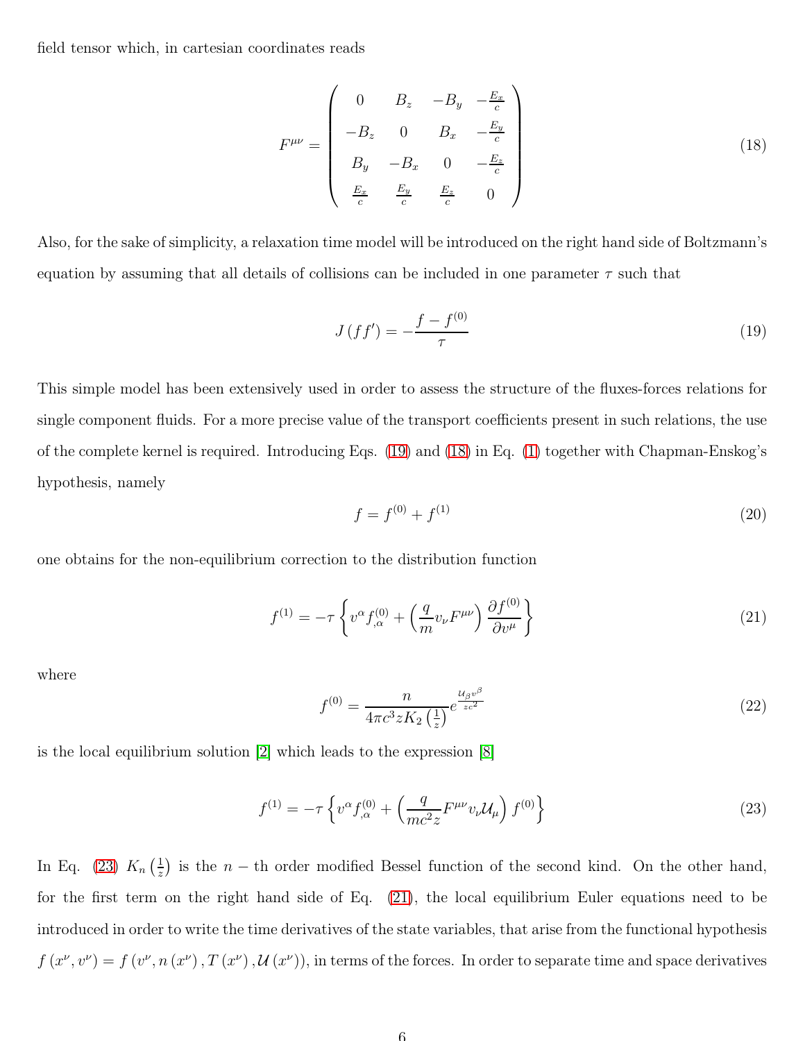field tensor which, in cartesian coordinates reads

$$F^{\mu\nu} = \begin{pmatrix} 0 & B_z & -B_y & -\frac{E_x}{c} \\ -B_z & 0 & B_x & -\frac{E_y}{c} \\ B_y & -B_x & 0 & -\frac{E_z}{c} \\ \frac{E_x}{c} & \frac{E_y}{c} & \frac{E_z}{c} & 0 \end{pmatrix} \tag{18}$$

Also, for the sake of simplicity, a relaxation time model will be introduced on the right hand side of Boltzmann's equation by assuming that all details of collisions can be included in one parameter $\tau$ such that

$$J\left(ff'\right) = -\frac{f - f^{(0)}}{\tau} \tag{19}$$

This simple model has been extensively used in order to assess the structure of the fluxes-forces relations for single component fluids. For a more precise value of the transport coefficients present in such relations, the use of the complete kernel is required. Introducing Eqs. (19) and (18) in Eq. (1) together with Chapman-Enskog's hypothesis, namely

$$f = f^{(0)} + f^{(1)} \tag{20}$$

one obtains for the non-equilibrium correction to the distribution function

$$f^{(1)} = -\tau \left\{ v^{\alpha} f^{(0)}_{,\alpha} + \left( \frac{q}{m} v_{\nu} F^{\mu\nu} \right) \frac{\partial f^{(0)}}{\partial v^{\mu}} \right\} \tag{21}$$

where

$$f^{(0)} = \frac{n}{4\pi c^3 z K_2\left(\frac{1}{z}\right)} e^{\frac{\mathcal{U}_{\beta} v^{\beta}}{z c^2}} \tag{22}$$

is the local equilibrium solution [2] which leads to the expression [8]

$$f^{(1)} = -\tau \left\{ v^{\alpha} f^{(0)}_{,\alpha} + \left( \frac{q}{m c^2 z} F^{\mu\nu} v_{\nu} \mathcal{U}_{\mu} \right) f^{(0)} \right\} \tag{23}$$

In Eq. (23) $K_n\left(\frac{1}{z}\right)$ is the $n-$th order modified Bessel function of the second kind. On the other hand, for the first term on the right hand side of Eq. (21), the local equilibrium Euler equations need to be introduced in order to write the time derivatives of the state variables, that arise from the functional hypothesis $f\left(x^{\nu}, v^{\nu}\right) = f\left(v^{\nu}, n\left(x^{\nu}\right), T\left(x^{\nu}\right), \mathcal{U}\left(x^{\nu}\right)\right)$, in terms of the forces. In order to separate time and space derivatives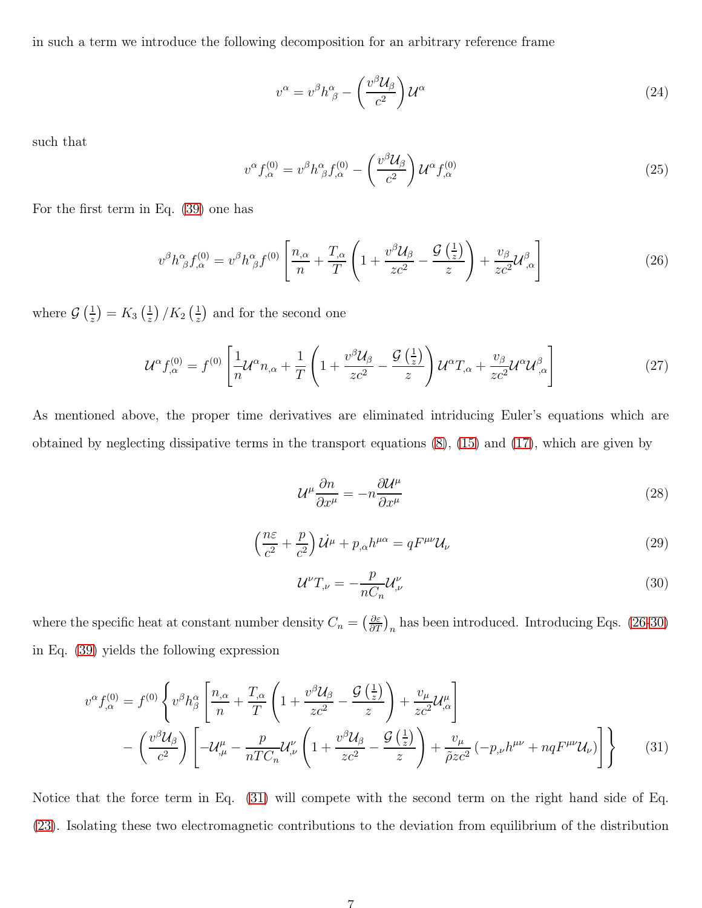in such a term we introduce the following decomposition for an arbitrary reference frame

$$v^{\alpha}=v^{\beta}h^{\alpha}_{\beta}-\left(\frac{v^{\beta}\mathcal{U}_{\beta}}{c^{2}}\right)\mathcal{U}^{\alpha} \tag{24}$$

such that

$$v^{\alpha}f^{(0)}_{,\alpha}=v^{\beta}h^{\alpha}_{\beta}f^{(0)}_{,\alpha}-\left(\frac{v^{\beta}\mathcal{U}_{\beta}}{c^{2}}\right)\mathcal{U}^{\alpha}f^{(0)}_{,\alpha} \tag{25}$$

For the first term in Eq. (39) one has

$$v^{\beta}h^{\alpha}_{\beta}f^{(0)}_{,\alpha}=v^{\beta}h^{\alpha}_{\beta}f^{(0)}\left[\frac{n_{,\alpha}}{n}+\frac{T_{,\alpha}}{T}\left(1+\frac{v^{\beta}\mathcal{U}_{\beta}}{zc^{2}}-\frac{\mathcal{G}\left(\frac{1}{z}\right)}{z}\right)+\frac{v_{\beta}}{zc^{2}}\mathcal{U}^{\beta}_{,\alpha}\right] \tag{26}$$

where $\mathcal{G}\left(\frac{1}{z}\right)=K_{3}\left(\frac{1}{z}\right)/K_{2}\left(\frac{1}{z}\right)$ and for the second one

$$\mathcal{U}^{\alpha}f^{(0)}_{,\alpha}=f^{(0)}\left[\frac{1}{n}\mathcal{U}^{\alpha}n_{,\alpha}+\frac{1}{T}\left(1+\frac{v^{\beta}\mathcal{U}_{\beta}}{zc^{2}}-\frac{\mathcal{G}\left(\frac{1}{z}\right)}{z}\right)\mathcal{U}^{\alpha}T_{,\alpha}+\frac{v_{\beta}}{zc^{2}}\mathcal{U}^{\alpha}\mathcal{U}^{\beta}_{,\alpha}\right] \tag{27}$$

As mentioned above, the proper time derivatives are eliminated intriducing Euler's equations which are obtained by neglecting dissipative terms in the transport equations (8), (15) and (17), which are given by

$$\mathcal{U}^{\mu}\frac{\partial n}{\partial x^{\mu}}=-n\frac{\partial\mathcal{U}^{\mu}}{\partial x^{\mu}} \tag{28}$$

$$\left(\frac{n\varepsilon}{c^{2}}+\frac{p}{c^{2}}\right)\dot{\mathcal{U}}^{\mu}+p_{,\alpha}h^{\mu\alpha}=qF^{\mu\nu}\mathcal{U}_{\nu} \tag{29}$$

$$\mathcal{U}^{\nu}T_{,\nu}=-\frac{p}{nC_{n}}\mathcal{U}^{\nu}_{,\nu} \tag{30}$$

where the specific heat at constant number density $C_{n}=\left(\frac{\partial\varepsilon}{\partial T}\right)_{n}$ has been introduced. Introducing Eqs. (26-30) in Eq. (39) yields the following expression

$$\begin{aligned}v^{\alpha}f^{(0)}_{,\alpha}=f^{(0)}\Bigg\{&v^{\beta}h^{\alpha}_{\beta}\left[\frac{n_{,\alpha}}{n}+\frac{T_{,\alpha}}{T}\left(1+\frac{v^{\beta}\mathcal{U}_{\beta}}{zc^{2}}-\frac{\mathcal{G}\left(\frac{1}{z}\right)}{z}\right)+\frac{v_{\mu}}{zc^{2}}\mathcal{U}^{\mu}_{,\alpha}\right]\\&-\left(\frac{v^{\beta}\mathcal{U}_{\beta}}{c^{2}}\right)\left[-\mathcal{U}^{\mu}_{,\mu}-\frac{p}{nTC_{n}}\mathcal{U}^{\nu}_{,\nu}\left(1+\frac{v^{\beta}\mathcal{U}_{\beta}}{zc^{2}}-\frac{\mathcal{G}\left(\frac{1}{z}\right)}{z}\right)+\frac{v_{\mu}}{\tilde{\rho}zc^{2}}\left(-p_{,\nu}h^{\mu\nu}+nqF^{\mu\nu}\mathcal{U}_{\nu}\right)\right]\Bigg\}\end{aligned} \tag{31}$$

Notice that the force term in Eq. (31) will compete with the second term on the right hand side of Eq. (23). Isolating these two electromagnetic contributions to the deviation from equilibrium of the distribution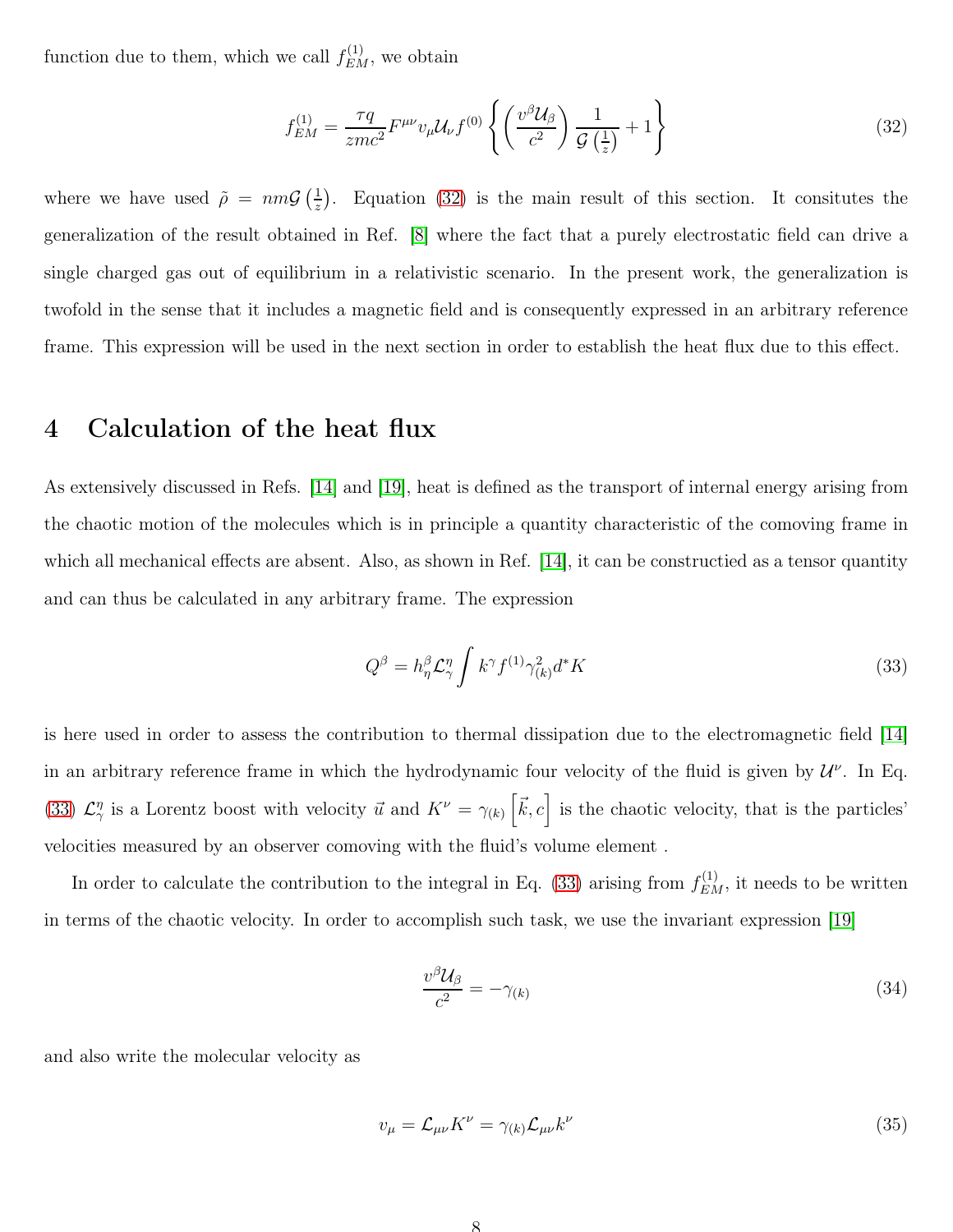function due to them, which we call $f^{(1)}_{EM}$, we obtain

$$f^{(1)}_{EM} = \frac{\tau q}{zmc^2} F^{\mu\nu} v_\mu \mathcal{U}_\nu f^{(0)} \left\{ \left( \frac{v^\beta \mathcal{U}_\beta}{c^2} \right) \frac{1}{\mathcal{G}\left(\frac{1}{z}\right)} + 1 \right\} \tag{32}$$

where we have used $\tilde{\rho} = nm\mathcal{G}\left(\frac{1}{z}\right)$. Equation (32) is the main result of this section. It consitutes the generalization of the result obtained in Ref. [8] where the fact that a purely electrostatic field can drive a single charged gas out of equilibrium in a relativistic scenario. In the present work, the generalization is twofold in the sense that it includes a magnetic field and is consequently expressed in an arbitrary reference frame. This expression will be used in the next section in order to establish the heat flux due to this effect.

# 4 Calculation of the heat flux

As extensively discussed in Refs. [14] and [19], heat is defined as the transport of internal energy arising from the chaotic motion of the molecules which is in principle a quantity characteristic of the comoving frame in which all mechanical effects are absent. Also, as shown in Ref. [14], it can be constructied as a tensor quantity and can thus be calculated in any arbitrary frame. The expression

$$Q^\beta = h^\beta_\eta \mathcal{L}^\eta_\gamma \int k^\gamma f^{(1)} \gamma^2_{(k)} d^*K \tag{33}$$

is here used in order to assess the contribution to thermal dissipation due to the electromagnetic field [14] in an arbitrary reference frame in which the hydrodynamic four velocity of the fluid is given by $\mathcal{U}^\nu$. In Eq. (33) $\mathcal{L}^\eta_\gamma$ is a Lorentz boost with velocity $\vec{u}$ and $K^\nu = \gamma_{(k)} \left[\vec{k}, c\right]$ is the chaotic velocity, that is the particles' velocities measured by an observer comoving with the fluid's volume element .

In order to calculate the contribution to the integral in Eq. (33) arising from $f^{(1)}_{EM}$, it needs to be written in terms of the chaotic velocity. In order to accomplish such task, we use the invariant expression [19]

$$\frac{v^\beta \mathcal{U}_\beta}{c^2} = -\gamma_{(k)} \tag{34}$$

and also write the molecular velocity as

$$v_\mu = \mathcal{L}_{\mu\nu} K^\nu = \gamma_{(k)} \mathcal{L}_{\mu\nu} k^\nu \tag{35}$$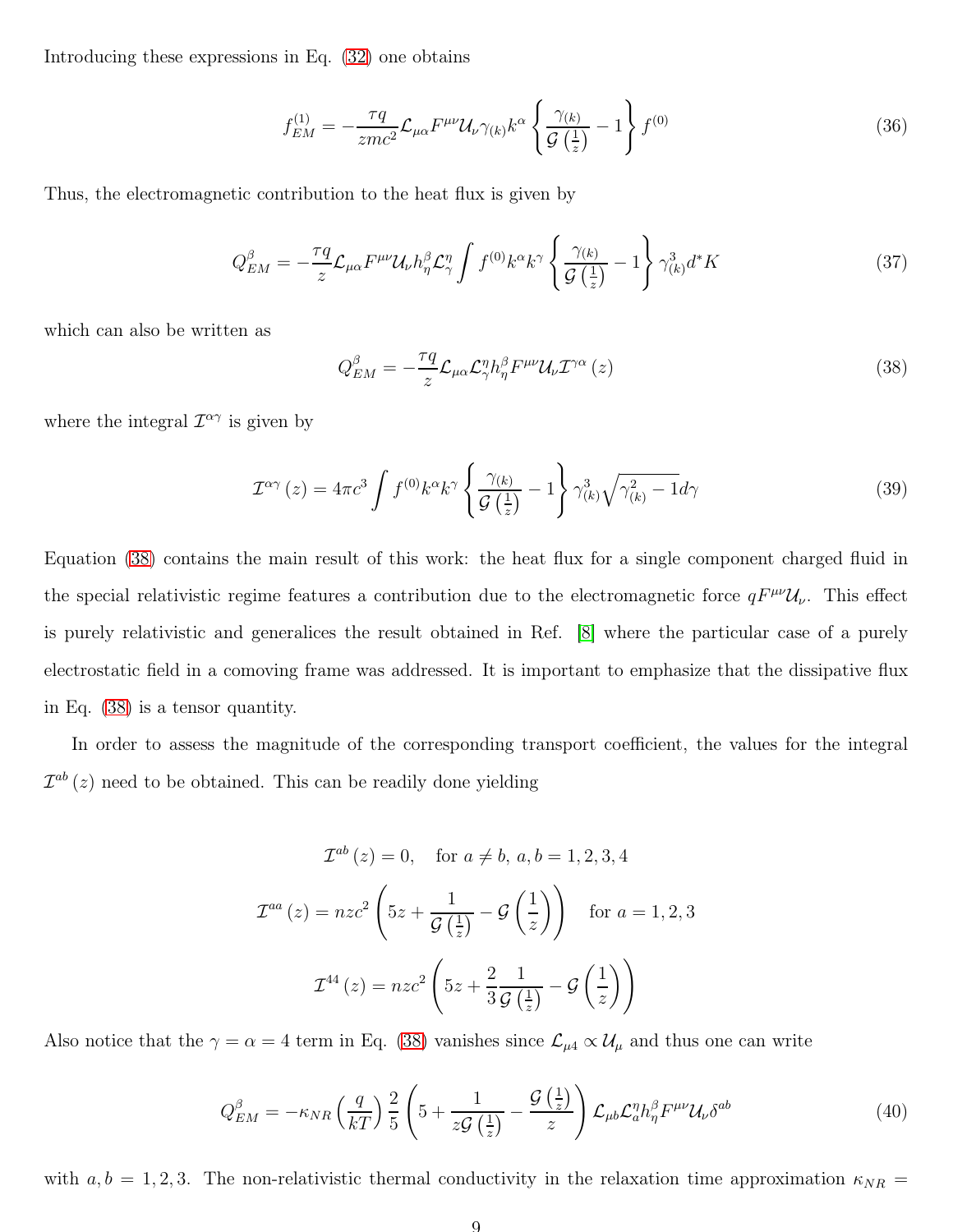Introducing these expressions in Eq. (32) one obtains

$$f_{EM}^{(1)} = -\frac{\tau q}{zmc^2}\mathcal{L}_{\mu\alpha}F^{\mu\nu}\mathcal{U}_\nu \gamma_{(k)} k^\alpha \left\{ \frac{\gamma_{(k)}}{\mathcal{G}\left(\frac{1}{z}\right)} - 1 \right\} f^{(0)} \tag{36}$$

Thus, the electromagnetic contribution to the heat flux is given by

$$Q_{EM}^{\beta} = -\frac{\tau q}{z}\mathcal{L}_{\mu\alpha}F^{\mu\nu}\mathcal{U}_\nu h_\eta^\beta \mathcal{L}_\gamma^\eta \int f^{(0)} k^\alpha k^\gamma \left\{ \frac{\gamma_{(k)}}{\mathcal{G}\left(\frac{1}{z}\right)} - 1 \right\} \gamma_{(k)}^3 d^*K \tag{37}$$

which can also be written as

$$Q_{EM}^{\beta} = -\frac{\tau q}{z}\mathcal{L}_{\mu\alpha}\mathcal{L}_\gamma^\eta h_\eta^\beta F^{\mu\nu}\mathcal{U}_\nu \mathcal{I}^{\gamma\alpha}(z) \tag{38}$$

where the integral $\mathcal{I}^{\alpha\gamma}$ is given by

$$\mathcal{I}^{\alpha\gamma}(z) = 4\pi c^3 \int f^{(0)} k^\alpha k^\gamma \left\{ \frac{\gamma_{(k)}}{\mathcal{G}\left(\frac{1}{z}\right)} - 1 \right\} \gamma_{(k)}^3 \sqrt{\gamma_{(k)}^2 - 1}\, d\gamma \tag{39}$$

Equation (38) contains the main result of this work: the heat flux for a single component charged fluid in the special relativistic regime features a contribution due to the electromagnetic force $qF^{\mu\nu}\mathcal{U}_\nu$. This effect is purely relativistic and generalices the result obtained in Ref. [8] where the particular case of a purely electrostatic field in a comoving frame was addressed. It is important to emphasize that the dissipative flux in Eq. (38) is a tensor quantity.

In order to assess the magnitude of the corresponding transport coefficient, the values for the integral $\mathcal{I}^{ab}(z)$ need to be obtained. This can be readily done yielding

$$\mathcal{I}^{ab}(z) = 0, \quad \text{for } a \neq b,\ a, b = 1, 2, 3, 4$$

$$\mathcal{I}^{aa}(z) = nzc^2 \left( 5z + \frac{1}{\mathcal{G}\left(\frac{1}{z}\right)} - \mathcal{G}\left(\frac{1}{z}\right) \right) \quad \text{for } a = 1, 2, 3$$

$$\mathcal{I}^{44}(z) = nzc^2 \left( 5z + \frac{2}{3}\frac{1}{\mathcal{G}\left(\frac{1}{z}\right)} - \mathcal{G}\left(\frac{1}{z}\right) \right)$$

Also notice that the $\gamma = \alpha = 4$ term in Eq. (38) vanishes since $\mathcal{L}_{\mu 4} \propto \mathcal{U}_\mu$ and thus one can write

$$Q_{EM}^{\beta} = -\kappa_{NR}\left(\frac{q}{kT}\right)\frac{2}{5}\left( 5 + \frac{1}{z\mathcal{G}\left(\frac{1}{z}\right)} - \frac{\mathcal{G}\left(\frac{1}{z}\right)}{z} \right)\mathcal{L}_{\mu b}\mathcal{L}_a^\eta h_\eta^\beta F^{\mu\nu}\mathcal{U}_\nu \delta^{ab} \tag{40}$$

with $a, b = 1, 2, 3$. The non-relativistic thermal conductivity in the relaxation time approximation $\kappa_{NR} =$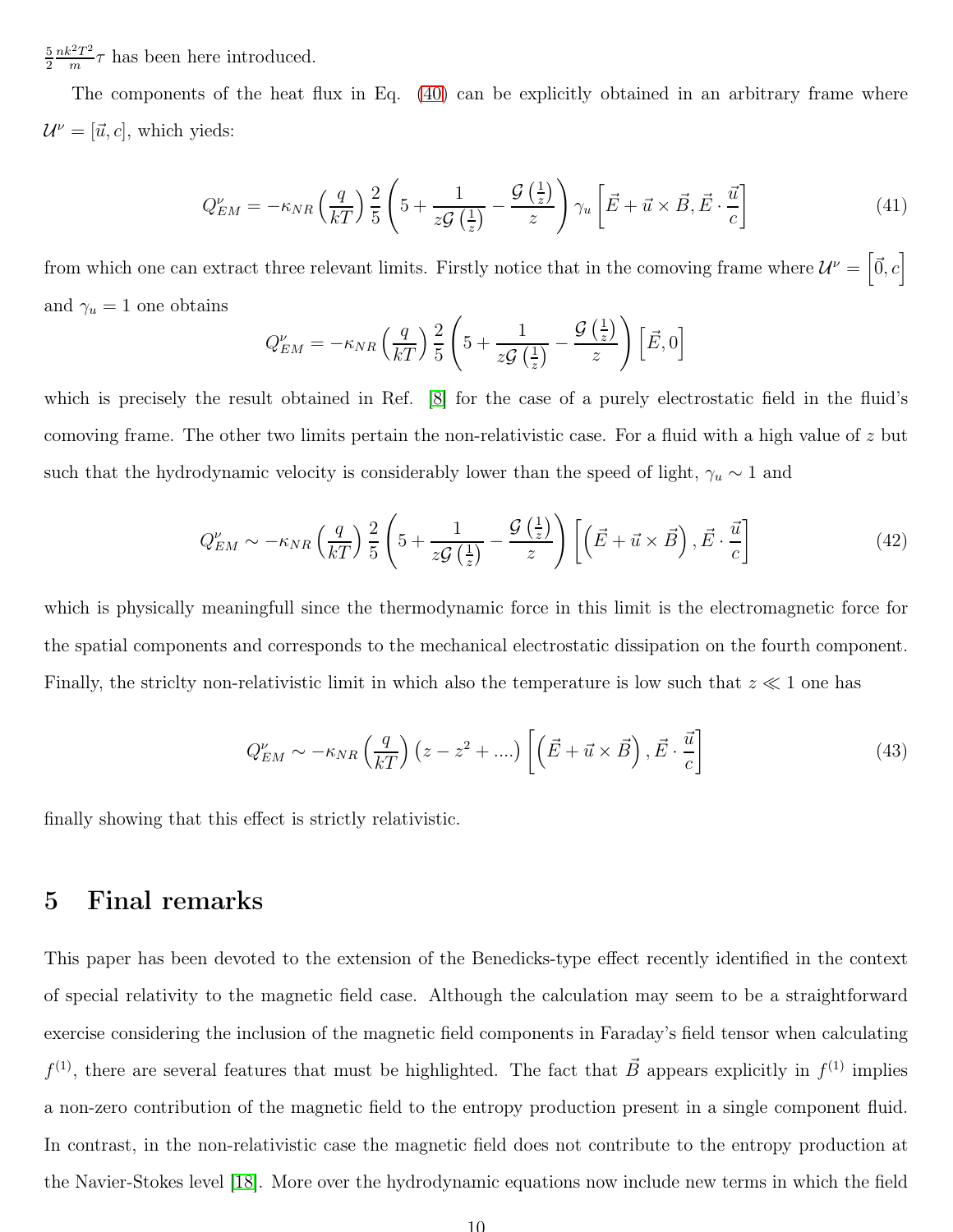$\frac{5}{2}\frac{nk^2T^2}{m}\tau$ has been here introduced.

The components of the heat flux in Eq. (40) can be explicitly obtained in an arbitrary frame where $\mathcal{U}^{\nu} = [\vec{u}, c]$, which yieds:

$$Q^{\nu}_{EM} = -\kappa_{NR}\left(\frac{q}{kT}\right)\frac{2}{5}\left(5 + \frac{1}{z\mathcal{G}\left(\frac{1}{z}\right)} - \frac{\mathcal{G}\left(\frac{1}{z}\right)}{z}\right)\gamma_u\left[\vec{E} + \vec{u}\times\vec{B}, \vec{E}\cdot\frac{\vec{u}}{c}\right] \tag{41}$$

from which one can extract three relevant limits. Firstly notice that in the comoving frame where $\mathcal{U}^{\nu} = \left[\vec{0}, c\right]$ and $\gamma_u = 1$ one obtains

$$Q^{\nu}_{EM} = -\kappa_{NR}\left(\frac{q}{kT}\right)\frac{2}{5}\left(5 + \frac{1}{z\mathcal{G}\left(\frac{1}{z}\right)} - \frac{\mathcal{G}\left(\frac{1}{z}\right)}{z}\right)\left[\vec{E}, 0\right]$$

which is precisely the result obtained in Ref. [8] for the case of a purely electrostatic field in the fluid's comoving frame. The other two limits pertain the non-relativistic case. For a fluid with a high value of $z$ but such that the hydrodynamic velocity is considerably lower than the speed of light, $\gamma_u \sim 1$ and

$$Q^{\nu}_{EM} \sim -\kappa_{NR}\left(\frac{q}{kT}\right)\frac{2}{5}\left(5 + \frac{1}{z\mathcal{G}\left(\frac{1}{z}\right)} - \frac{\mathcal{G}\left(\frac{1}{z}\right)}{z}\right)\left[\left(\vec{E} + \vec{u}\times\vec{B}\right), \vec{E}\cdot\frac{\vec{u}}{c}\right] \tag{42}$$

which is physically meaningfull since the thermodynamic force in this limit is the electromagnetic force for the spatial components and corresponds to the mechanical electrostatic dissipation on the fourth component. Finally, the striclty non-relativistic limit in which also the temperature is low such that $z \ll 1$ one has

$$Q^{\nu}_{EM} \sim -\kappa_{NR}\left(\frac{q}{kT}\right)\left(z - z^2 + ....\right)\left[\left(\vec{E} + \vec{u}\times\vec{B}\right), \vec{E}\cdot\frac{\vec{u}}{c}\right] \tag{43}$$

finally showing that this effect is strictly relativistic.

## 5 Final remarks

This paper has been devoted to the extension of the Benedicks-type effect recently identified in the context of special relativity to the magnetic field case. Although the calculation may seem to be a straightforward exercise considering the inclusion of the magnetic field components in Faraday's field tensor when calculating $f^{(1)}$, there are several features that must be highlighted. The fact that $\vec{B}$ appears explicitly in $f^{(1)}$ implies a non-zero contribution of the magnetic field to the entropy production present in a single component fluid. In contrast, in the non-relativistic case the magnetic field does not contribute to the entropy production at the Navier-Stokes level [18]. More over the hydrodynamic equations now include new terms in which the field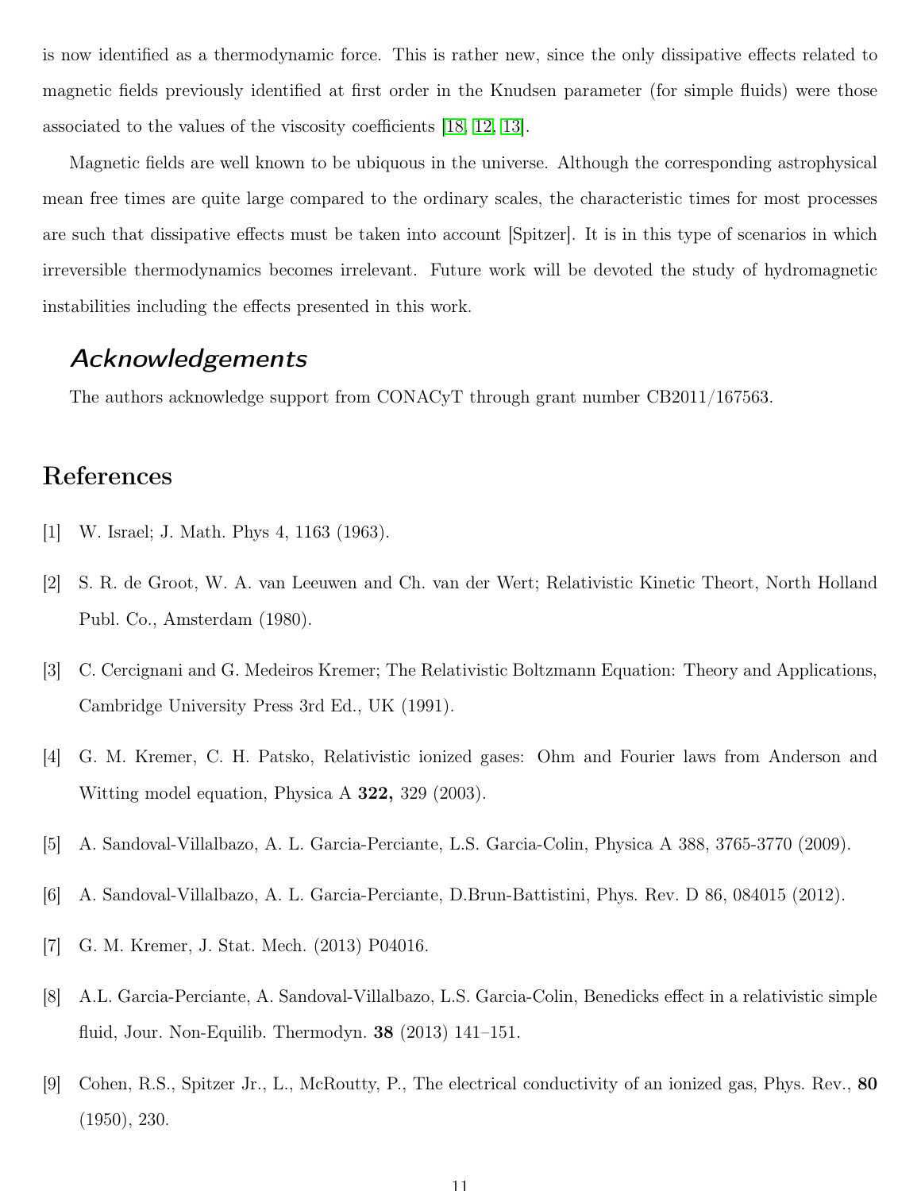is now identified as a thermodynamic force. This is rather new, since the only dissipative effects related to magnetic fields previously identified at first order in the Knudsen parameter (for simple fluids) were those associated to the values of the viscosity coefficients [18, 12, 13].

Magnetic fields are well known to be ubiquous in the universe. Although the corresponding astrophysical mean free times are quite large compared to the ordinary scales, the characteristic times for most processes are such that dissipative effects must be taken into account [Spitzer]. It is in this type of scenarios in which irreversible thermodynamics becomes irrelevant. Future work will be devoted the study of hydromagnetic instabilities including the effects presented in this work.

## *Acknowledgements*

The authors acknowledge support from CONACyT through grant number CB2011/167563.

# References

[1] W. Israel; J. Math. Phys 4, 1163 (1963).

[2] S. R. de Groot, W. A. van Leeuwen and Ch. van der Wert; Relativistic Kinetic Theort, North Holland Publ. Co., Amsterdam (1980).

[3] C. Cercignani and G. Medeiros Kremer; The Relativistic Boltzmann Equation: Theory and Applications, Cambridge University Press 3rd Ed., UK (1991).

[4] G. M. Kremer, C. H. Patsko, Relativistic ionized gases: Ohm and Fourier laws from Anderson and Witting model equation, Physica A **322,** 329 (2003).

[5] A. Sandoval-Villalbazo, A. L. Garcia-Perciante, L.S. Garcia-Colin, Physica A 388, 3765-3770 (2009).

[6] A. Sandoval-Villalbazo, A. L. Garcia-Perciante, D.Brun-Battistini, Phys. Rev. D 86, 084015 (2012).

[7] G. M. Kremer, J. Stat. Mech. (2013) P04016.

[8] A.L. Garcia-Perciante, A. Sandoval-Villalbazo, L.S. Garcia-Colin, Benedicks effect in a relativistic simple fluid, Jour. Non-Equilib. Thermodyn. **38** (2013) 141–151.

[9] Cohen, R.S., Spitzer Jr., L., McRoutty, P., The electrical conductivity of an ionized gas, Phys. Rev., **80** (1950), 230.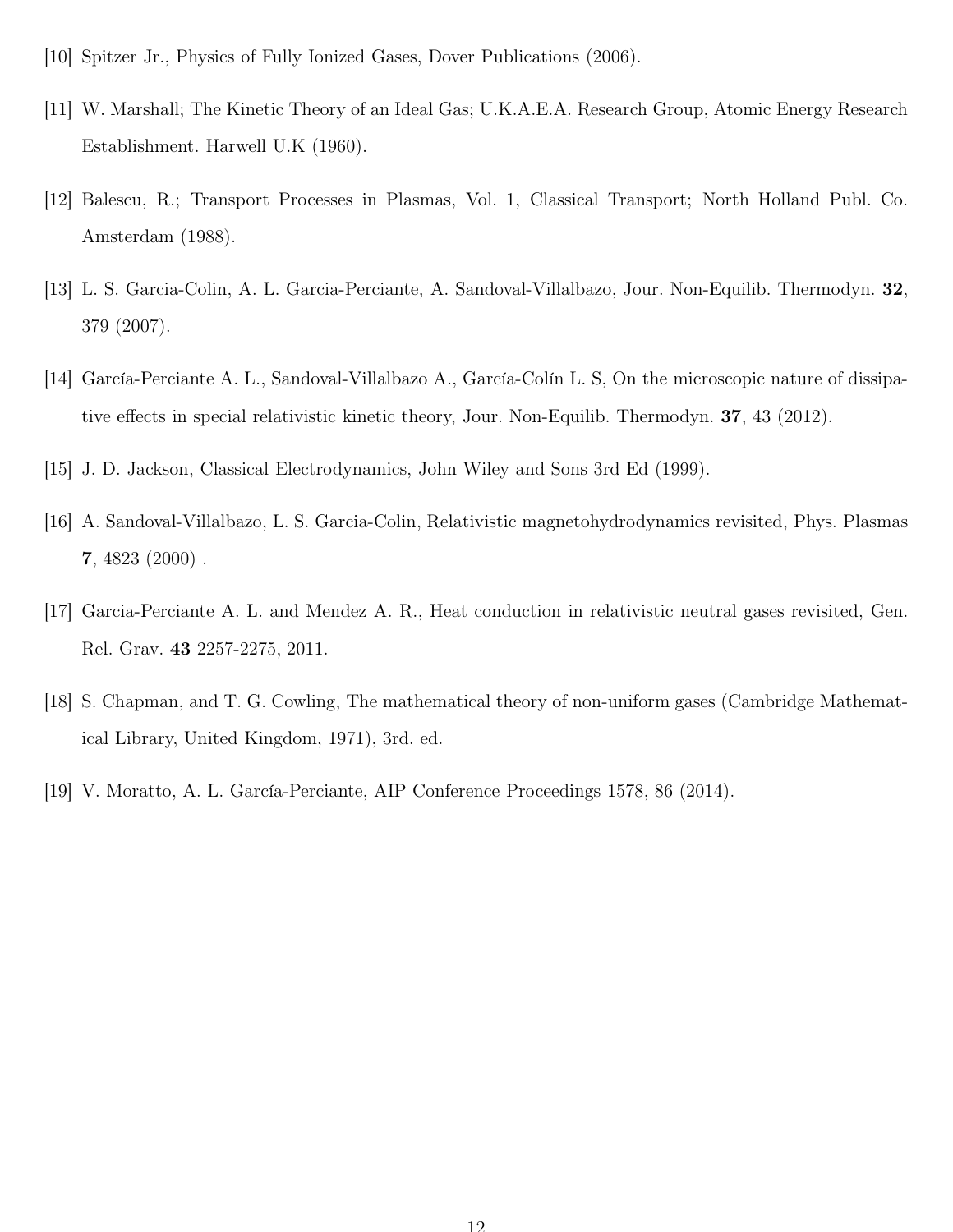[10] Spitzer Jr., Physics of Fully Ionized Gases, Dover Publications (2006).

[11] W. Marshall; The Kinetic Theory of an Ideal Gas; U.K.A.E.A. Research Group, Atomic Energy Research Establishment. Harwell U.K (1960).

[12] Balescu, R.; Transport Processes in Plasmas, Vol. 1, Classical Transport; North Holland Publ. Co. Amsterdam (1988).

[13] L. S. Garcia-Colin, A. L. Garcia-Perciante, A. Sandoval-Villalbazo, Jour. Non-Equilib. Thermodyn. **32**, 379 (2007).

[14] García-Perciante A. L., Sandoval-Villalbazo A., García-Colín L. S, On the microscopic nature of dissipative effects in special relativistic kinetic theory, Jour. Non-Equilib. Thermodyn. **37**, 43 (2012).

[15] J. D. Jackson, Classical Electrodynamics, John Wiley and Sons 3rd Ed (1999).

[16] A. Sandoval-Villalbazo, L. S. Garcia-Colin, Relativistic magnetohydrodynamics revisited, Phys. Plasmas **7**, 4823 (2000) .

[17] Garcia-Perciante A. L. and Mendez A. R., Heat conduction in relativistic neutral gases revisited, Gen. Rel. Grav. **43** 2257-2275, 2011.

[18] S. Chapman, and T. G. Cowling, The mathematical theory of non-uniform gases (Cambridge Mathematical Library, United Kingdom, 1971), 3rd. ed.

[19] V. Moratto, A. L. García-Perciante, AIP Conference Proceedings 1578, 86 (2014).